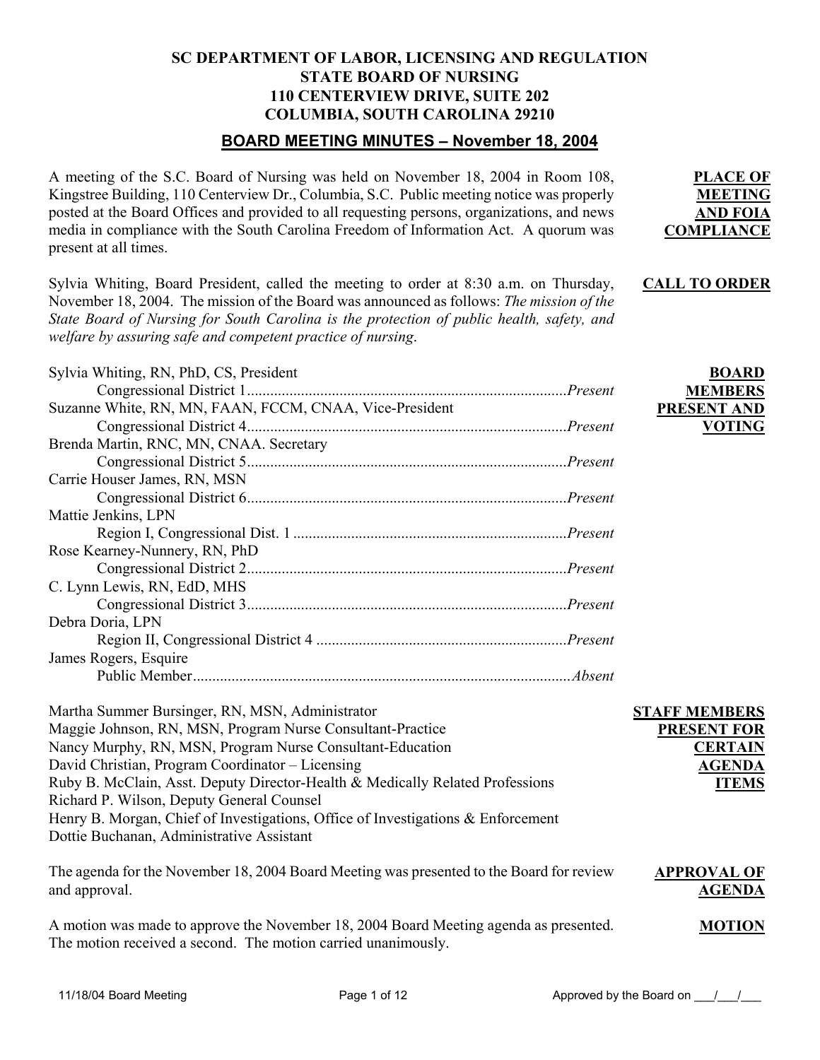**SC DEPARTMENT OF LABOR, LICENSING AND REGULATION**
**STATE BOARD OF NURSING**
**110 CENTERVIEW DRIVE, SUITE 202**
**COLUMBIA, SOUTH CAROLINA 29210**

## BOARD MEETING MINUTES – November 18, 2004

**PLACE OF MEETING AND FOIA COMPLIANCE**

A meeting of the S.C. Board of Nursing was held on November 18, 2004 in Room 108, Kingstree Building, 110 Centerview Dr., Columbia, S.C. Public meeting notice was properly posted at the Board Offices and provided to all requesting persons, organizations, and news media in compliance with the South Carolina Freedom of Information Act. A quorum was present at all times.

**CALL TO ORDER**

Sylvia Whiting, Board President, called the meeting to order at 8:30 a.m. on Thursday, November 18, 2004. The mission of the Board was announced as follows: *The mission of the State Board of Nursing for South Carolina is the protection of public health, safety, and welfare by assuring safe and competent practice of nursing.*

**BOARD MEMBERS PRESENT AND VOTING**

Sylvia Whiting, RN, PhD, CS, President
Congressional District 1 .......... *Present*
Suzanne White, RN, MN, FAAN, FCCM, CNAA, Vice-President
Congressional District 4 .......... *Present*
Brenda Martin, RNC, MN, CNAA. Secretary
Congressional District 5 .......... *Present*
Carrie Houser James, RN, MSN
Congressional District 6 .......... *Present*
Mattie Jenkins, LPN
Region I, Congressional Dist. 1 .......... *Present*
Rose Kearney-Nunnery, RN, PhD
Congressional District 2 .......... *Present*
C. Lynn Lewis, RN, EdD, MHS
Congressional District 3 .......... *Present*
Debra Doria, LPN
Region II, Congressional District 4 .......... *Present*
James Rogers, Esquire
Public Member .......... *Absent*

**STAFF MEMBERS PRESENT FOR CERTAIN AGENDA ITEMS**

Martha Summer Bursinger, RN, MSN, Administrator
Maggie Johnson, RN, MSN, Program Nurse Consultant-Practice
Nancy Murphy, RN, MSN, Program Nurse Consultant-Education
David Christian, Program Coordinator – Licensing
Ruby B. McClain, Asst. Deputy Director-Health & Medically Related Professions
Richard P. Wilson, Deputy General Counsel
Henry B. Morgan, Chief of Investigations, Office of Investigations & Enforcement
Dottie Buchanan, Administrative Assistant

**APPROVAL OF AGENDA**

The agenda for the November 18, 2004 Board Meeting was presented to the Board for review and approval.

**MOTION**

A motion was made to approve the November 18, 2004 Board Meeting agenda as presented. The motion received a second. The motion carried unanimously.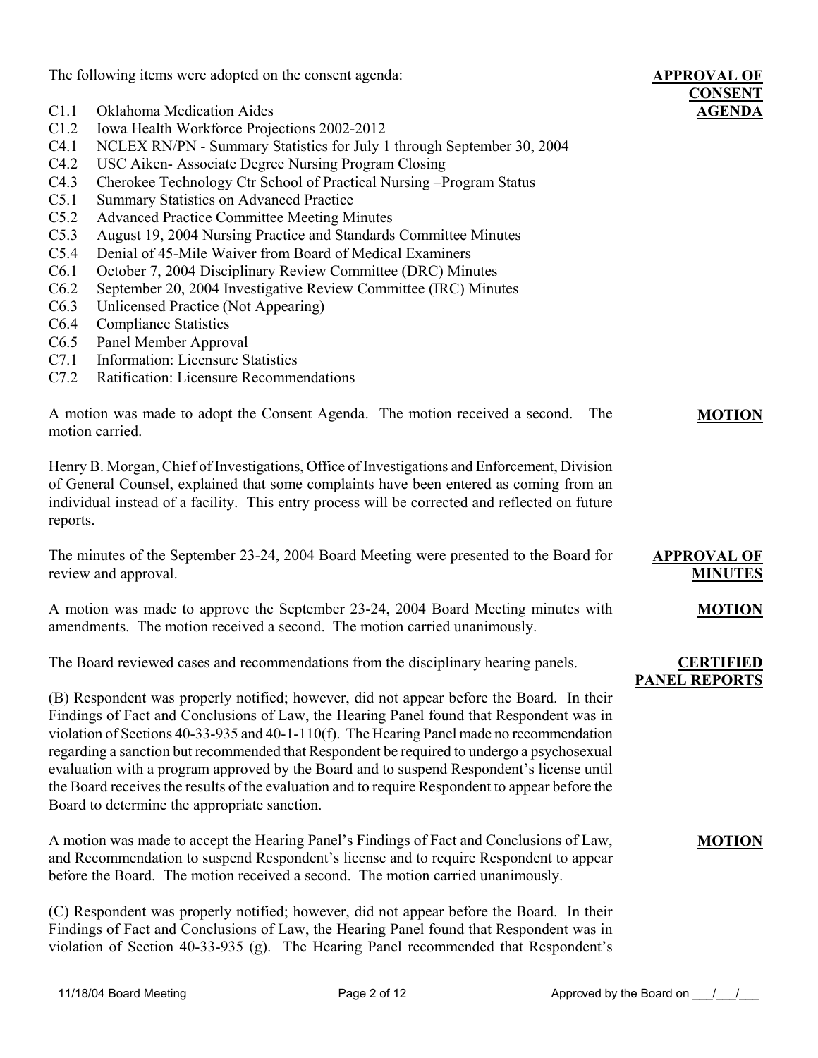**APPROVAL OF CONSENT AGENDA**

The following items were adopted on the consent agenda:

- C1.1 Oklahoma Medication Aides
- C1.2 Iowa Health Workforce Projections 2002-2012
- C4.1 NCLEX RN/PN - Summary Statistics for July 1 through September 30, 2004
- C4.2 USC Aiken- Associate Degree Nursing Program Closing
- C4.3 Cherokee Technology Ctr School of Practical Nursing –Program Status
- C5.1 Summary Statistics on Advanced Practice
- C5.2 Advanced Practice Committee Meeting Minutes
- C5.3 August 19, 2004 Nursing Practice and Standards Committee Minutes
- C5.4 Denial of 45-Mile Waiver from Board of Medical Examiners
- C6.1 October 7, 2004 Disciplinary Review Committee (DRC) Minutes
- C6.2 September 20, 2004 Investigative Review Committee (IRC) Minutes
- C6.3 Unlicensed Practice (Not Appearing)
- C6.4 Compliance Statistics
- C6.5 Panel Member Approval
- C7.1 Information: Licensure Statistics
- C7.2 Ratification: Licensure Recommendations

**MOTION**

A motion was made to adopt the Consent Agenda. The motion received a second. The motion carried.

Henry B. Morgan, Chief of Investigations, Office of Investigations and Enforcement, Division of General Counsel, explained that some complaints have been entered as coming from an individual instead of a facility. This entry process will be corrected and reflected on future reports.

**APPROVAL OF MINUTES**

The minutes of the September 23-24, 2004 Board Meeting were presented to the Board for review and approval.

**MOTION**

A motion was made to approve the September 23-24, 2004 Board Meeting minutes with amendments. The motion received a second. The motion carried unanimously.

**CERTIFIED PANEL REPORTS**

The Board reviewed cases and recommendations from the disciplinary hearing panels.

(B) Respondent was properly notified; however, did not appear before the Board. In their Findings of Fact and Conclusions of Law, the Hearing Panel found that Respondent was in violation of Sections 40-33-935 and 40-1-110(f). The Hearing Panel made no recommendation regarding a sanction but recommended that Respondent be required to undergo a psychosexual evaluation with a program approved by the Board and to suspend Respondent's license until the Board receives the results of the evaluation and to require Respondent to appear before the Board to determine the appropriate sanction.

**MOTION**

A motion was made to accept the Hearing Panel's Findings of Fact and Conclusions of Law, and Recommendation to suspend Respondent's license and to require Respondent to appear before the Board. The motion received a second. The motion carried unanimously.

(C) Respondent was properly notified; however, did not appear before the Board. In their Findings of Fact and Conclusions of Law, the Hearing Panel found that Respondent was in violation of Section 40-33-935 (g). The Hearing Panel recommended that Respondent's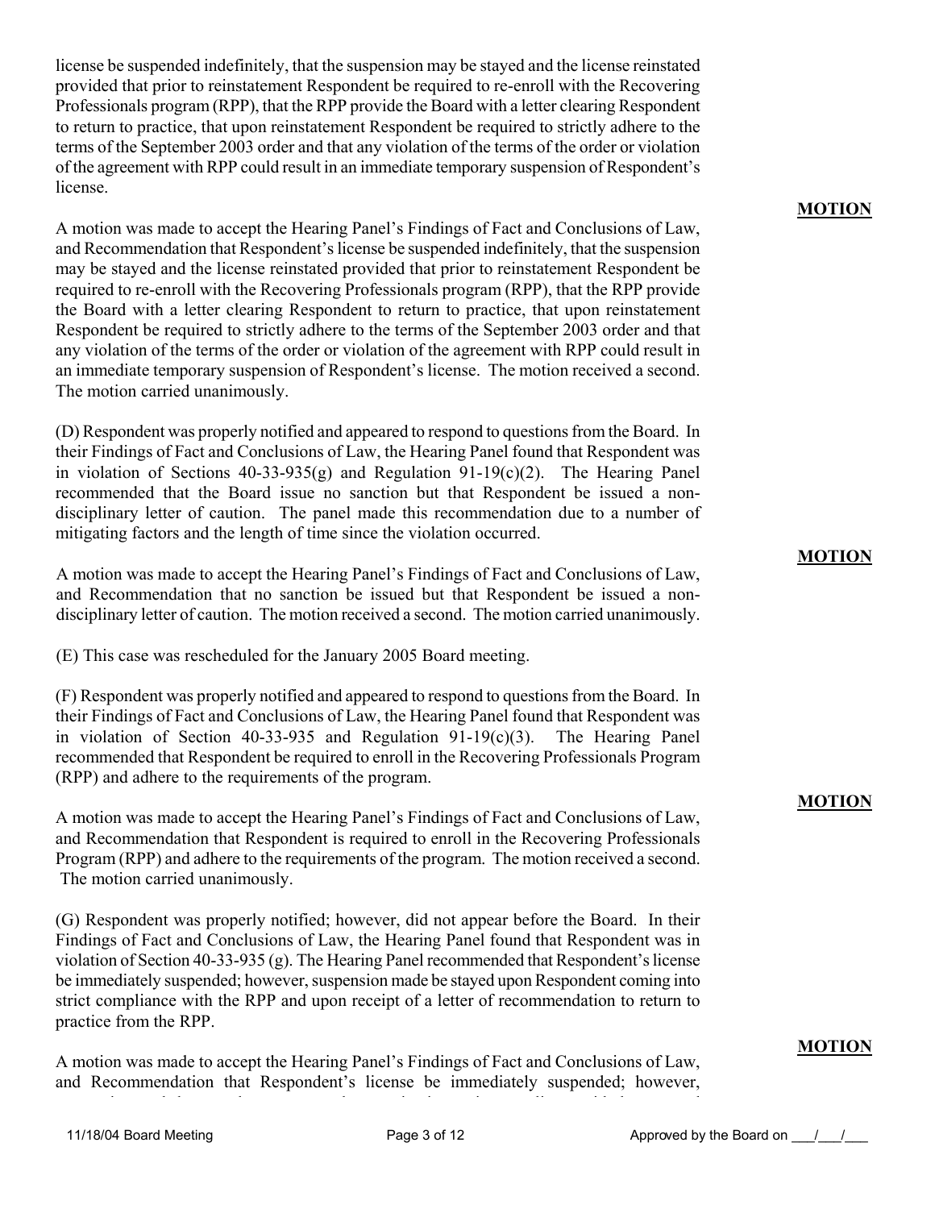license be suspended indefinitely, that the suspension may be stayed and the license reinstated provided that prior to reinstatement Respondent be required to re-enroll with the Recovering Professionals program (RPP), that the RPP provide the Board with a letter clearing Respondent to return to practice, that upon reinstatement Respondent be required to strictly adhere to the terms of the September 2003 order and that any violation of the terms of the order or violation of the agreement with RPP could result in an immediate temporary suspension of Respondent's license.

**MOTION**

A motion was made to accept the Hearing Panel's Findings of Fact and Conclusions of Law, and Recommendation that Respondent's license be suspended indefinitely, that the suspension may be stayed and the license reinstated provided that prior to reinstatement Respondent be required to re-enroll with the Recovering Professionals program (RPP), that the RPP provide the Board with a letter clearing Respondent to return to practice, that upon reinstatement Respondent be required to strictly adhere to the terms of the September 2003 order and that any violation of the terms of the order or violation of the agreement with RPP could result in an immediate temporary suspension of Respondent's license. The motion received a second. The motion carried unanimously.

(D) Respondent was properly notified and appeared to respond to questions from the Board. In their Findings of Fact and Conclusions of Law, the Hearing Panel found that Respondent was in violation of Sections 40-33-935(g) and Regulation 91-19(c)(2). The Hearing Panel recommended that the Board issue no sanction but that Respondent be issued a non-disciplinary letter of caution. The panel made this recommendation due to a number of mitigating factors and the length of time since the violation occurred.

**MOTION**

A motion was made to accept the Hearing Panel's Findings of Fact and Conclusions of Law, and Recommendation that no sanction be issued but that Respondent be issued a non-disciplinary letter of caution. The motion received a second. The motion carried unanimously.

(E) This case was rescheduled for the January 2005 Board meeting.

(F) Respondent was properly notified and appeared to respond to questions from the Board. In their Findings of Fact and Conclusions of Law, the Hearing Panel found that Respondent was in violation of Section 40-33-935 and Regulation 91-19(c)(3). The Hearing Panel recommended that Respondent be required to enroll in the Recovering Professionals Program (RPP) and adhere to the requirements of the program.

**MOTION**

A motion was made to accept the Hearing Panel's Findings of Fact and Conclusions of Law, and Recommendation that Respondent is required to enroll in the Recovering Professionals Program (RPP) and adhere to the requirements of the program. The motion received a second. The motion carried unanimously.

(G) Respondent was properly notified; however, did not appear before the Board. In their Findings of Fact and Conclusions of Law, the Hearing Panel found that Respondent was in violation of Section 40-33-935 (g). The Hearing Panel recommended that Respondent's license be immediately suspended; however, suspension made be stayed upon Respondent coming into strict compliance with the RPP and upon receipt of a letter of recommendation to return to practice from the RPP.

**MOTION**

A motion was made to accept the Hearing Panel's Findings of Fact and Conclusions of Law, and Recommendation that Respondent's license be immediately suspended; however,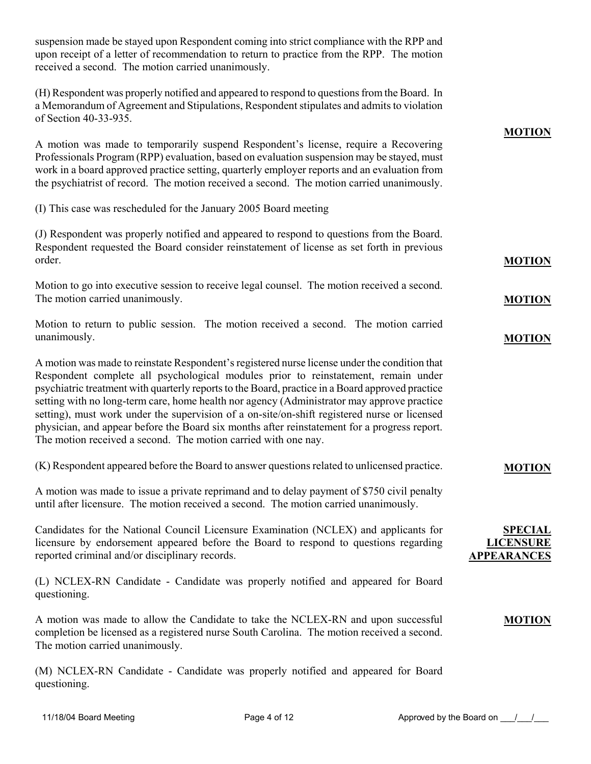suspension made be stayed upon Respondent coming into strict compliance with the RPP and upon receipt of a letter of recommendation to return to practice from the RPP. The motion received a second. The motion carried unanimously.

(H) Respondent was properly notified and appeared to respond to questions from the Board. In a Memorandum of Agreement and Stipulations, Respondent stipulates and admits to violation of Section 40-33-935.

**MOTION**

A motion was made to temporarily suspend Respondent's license, require a Recovering Professionals Program (RPP) evaluation, based on evaluation suspension may be stayed, must work in a board approved practice setting, quarterly employer reports and an evaluation from the psychiatrist of record. The motion received a second. The motion carried unanimously.

(I) This case was rescheduled for the January 2005 Board meeting

(J) Respondent was properly notified and appeared to respond to questions from the Board. Respondent requested the Board consider reinstatement of license as set forth in previous order.

**MOTION**

Motion to go into executive session to receive legal counsel. The motion received a second. The motion carried unanimously.

**MOTION**

Motion to return to public session. The motion received a second. The motion carried unanimously.

**MOTION**

A motion was made to reinstate Respondent's registered nurse license under the condition that Respondent complete all psychological modules prior to reinstatement, remain under psychiatric treatment with quarterly reports to the Board, practice in a Board approved practice setting with no long-term care, home health nor agency (Administrator may approve practice setting), must work under the supervision of a on-site/on-shift registered nurse or licensed physician, and appear before the Board six months after reinstatement for a progress report. The motion received a second. The motion carried with one nay.

(K) Respondent appeared before the Board to answer questions related to unlicensed practice.

**MOTION**

A motion was made to issue a private reprimand and to delay payment of $750 civil penalty until after licensure. The motion received a second. The motion carried unanimously.

**SPECIAL LICENSURE APPEARANCES**

Candidates for the National Council Licensure Examination (NCLEX) and applicants for licensure by endorsement appeared before the Board to respond to questions regarding reported criminal and/or disciplinary records.

(L) NCLEX-RN Candidate - Candidate was properly notified and appeared for Board questioning.

**MOTION**

A motion was made to allow the Candidate to take the NCLEX-RN and upon successful completion be licensed as a registered nurse South Carolina. The motion received a second. The motion carried unanimously.

(M) NCLEX-RN Candidate - Candidate was properly notified and appeared for Board questioning.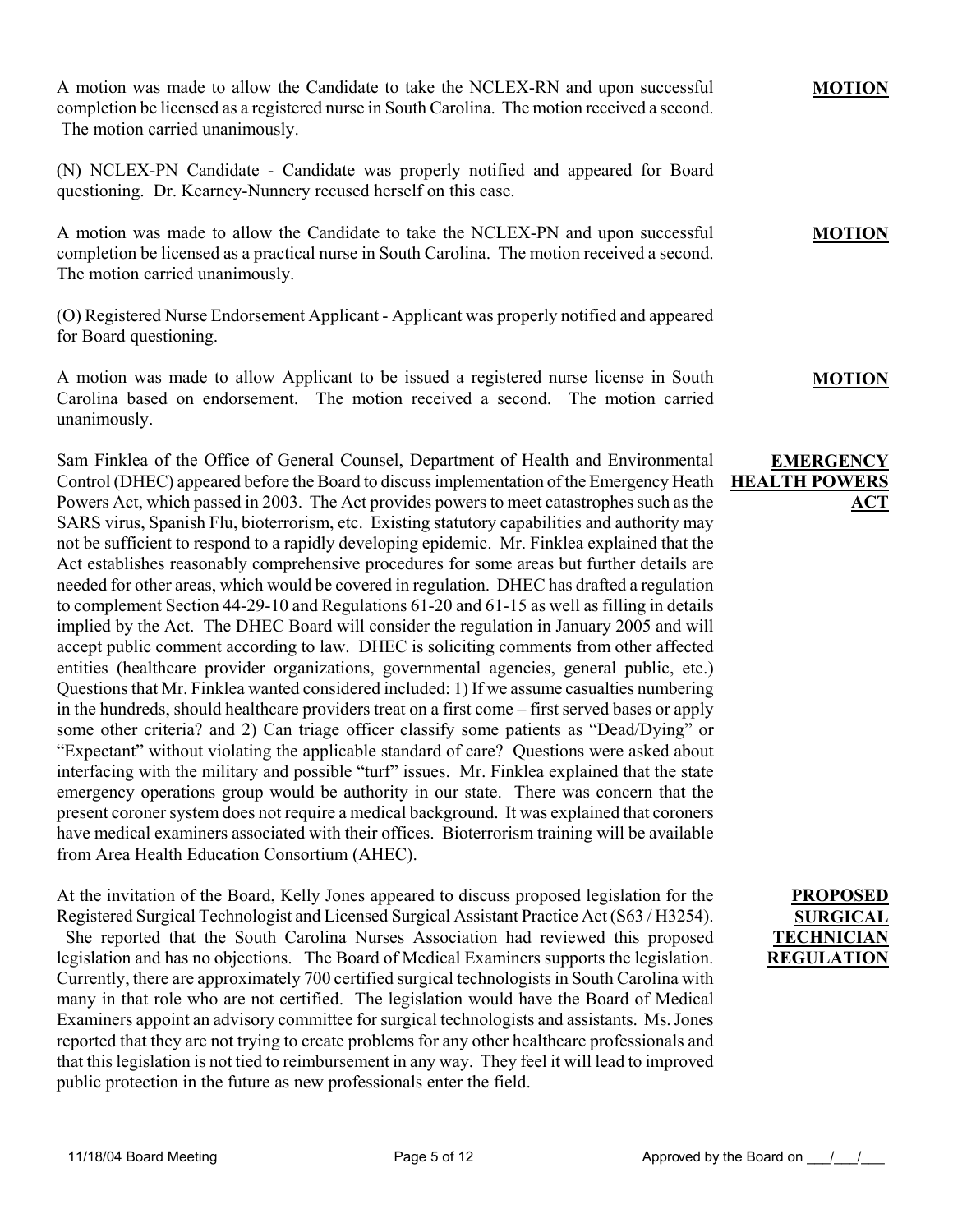A motion was made to allow the Candidate to take the NCLEX-RN and upon successful completion be licensed as a registered nurse in South Carolina. The motion received a second. The motion carried unanimously.

**MOTION**

(N) NCLEX-PN Candidate - Candidate was properly notified and appeared for Board questioning. Dr. Kearney-Nunnery recused herself on this case.

A motion was made to allow the Candidate to take the NCLEX-PN and upon successful completion be licensed as a practical nurse in South Carolina. The motion received a second. The motion carried unanimously.

**MOTION**

(O) Registered Nurse Endorsement Applicant - Applicant was properly notified and appeared for Board questioning.

A motion was made to allow Applicant to be issued a registered nurse license in South Carolina based on endorsement. The motion received a second. The motion carried unanimously.

**MOTION**

**EMERGENCY HEALTH POWERS ACT**

Sam Finklea of the Office of General Counsel, Department of Health and Environmental Control (DHEC) appeared before the Board to discuss implementation of the Emergency Heath Powers Act, which passed in 2003. The Act provides powers to meet catastrophes such as the SARS virus, Spanish Flu, bioterrorism, etc. Existing statutory capabilities and authority may not be sufficient to respond to a rapidly developing epidemic. Mr. Finklea explained that the Act establishes reasonably comprehensive procedures for some areas but further details are needed for other areas, which would be covered in regulation. DHEC has drafted a regulation to complement Section 44-29-10 and Regulations 61-20 and 61-15 as well as filling in details implied by the Act. The DHEC Board will consider the regulation in January 2005 and will accept public comment according to law. DHEC is soliciting comments from other affected entities (healthcare provider organizations, governmental agencies, general public, etc.) Questions that Mr. Finklea wanted considered included: 1) If we assume casualties numbering in the hundreds, should healthcare providers treat on a first come – first served bases or apply some other criteria? and 2) Can triage officer classify some patients as "Dead/Dying" or "Expectant" without violating the applicable standard of care? Questions were asked about interfacing with the military and possible "turf" issues. Mr. Finklea explained that the state emergency operations group would be authority in our state. There was concern that the present coroner system does not require a medical background. It was explained that coroners have medical examiners associated with their offices. Bioterrorism training will be available from Area Health Education Consortium (AHEC).

**PROPOSED SURGICAL TECHNICIAN REGULATION**

At the invitation of the Board, Kelly Jones appeared to discuss proposed legislation for the Registered Surgical Technologist and Licensed Surgical Assistant Practice Act (S63 / H3254). She reported that the South Carolina Nurses Association had reviewed this proposed legislation and has no objections. The Board of Medical Examiners supports the legislation. Currently, there are approximately 700 certified surgical technologists in South Carolina with many in that role who are not certified. The legislation would have the Board of Medical Examiners appoint an advisory committee for surgical technologists and assistants. Ms. Jones reported that they are not trying to create problems for any other healthcare professionals and that this legislation is not tied to reimbursement in any way. They feel it will lead to improved public protection in the future as new professionals enter the field.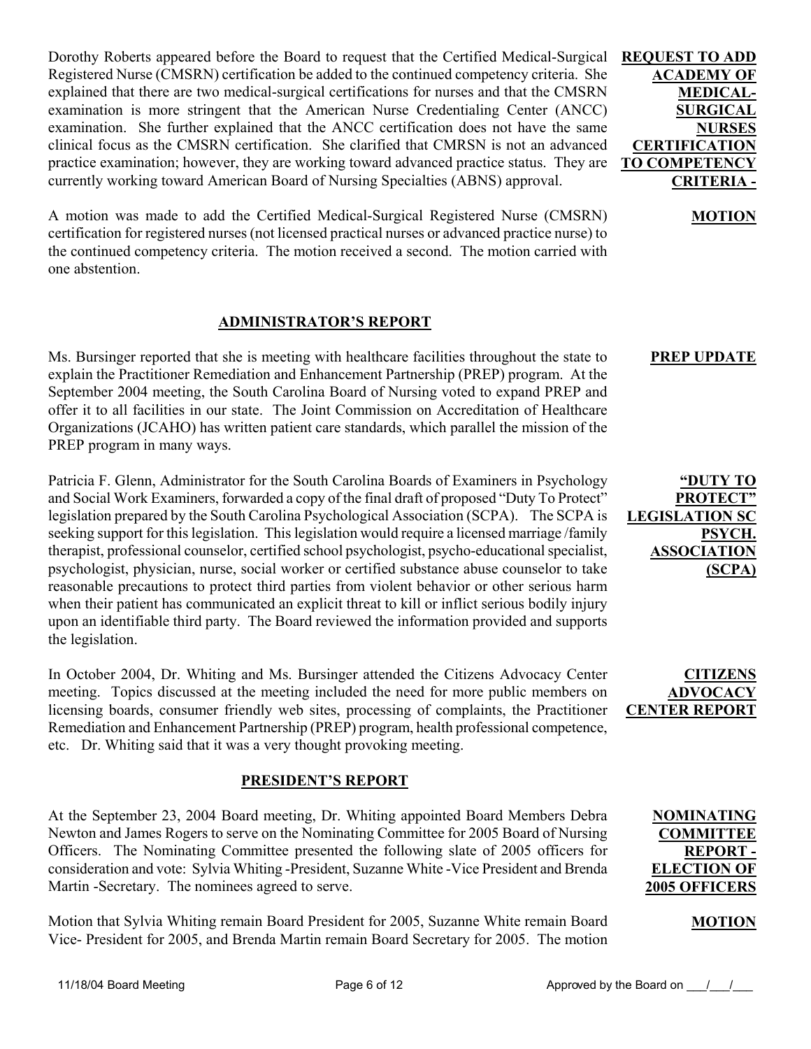**REQUEST TO ADD ACADEMY OF MEDICAL-SURGICAL NURSES CERTIFICATION TO COMPETENCY CRITERIA -**

Dorothy Roberts appeared before the Board to request that the Certified Medical-Surgical Registered Nurse (CMSRN) certification be added to the continued competency criteria. She explained that there are two medical-surgical certifications for nurses and that the CMSRN examination is more stringent that the American Nurse Credentialing Center (ANCC) examination. She further explained that the ANCC certification does not have the same clinical focus as the CMSRN certification. She clarified that CMRSN is not an advanced practice examination; however, they are working toward advanced practice status. They are currently working toward American Board of Nursing Specialties (ABNS) approval.

**MOTION**

A motion was made to add the Certified Medical-Surgical Registered Nurse (CMSRN) certification for registered nurses (not licensed practical nurses or advanced practice nurse) to the continued competency criteria. The motion received a second. The motion carried with one abstention.

## ADMINISTRATOR'S REPORT

**PREP UPDATE**

Ms. Bursinger reported that she is meeting with healthcare facilities throughout the state to explain the Practitioner Remediation and Enhancement Partnership (PREP) program. At the September 2004 meeting, the South Carolina Board of Nursing voted to expand PREP and offer it to all facilities in our state. The Joint Commission on Accreditation of Healthcare Organizations (JCAHO) has written patient care standards, which parallel the mission of the PREP program in many ways.

**"DUTY TO PROTECT" LEGISLATION SC PSYCH. ASSOCIATION (SCPA)**

Patricia F. Glenn, Administrator for the South Carolina Boards of Examiners in Psychology and Social Work Examiners, forwarded a copy of the final draft of proposed "Duty To Protect" legislation prepared by the South Carolina Psychological Association (SCPA). The SCPA is seeking support for this legislation. This legislation would require a licensed marriage /family therapist, professional counselor, certified school psychologist, psycho-educational specialist, psychologist, physician, nurse, social worker or certified substance abuse counselor to take reasonable precautions to protect third parties from violent behavior or other serious harm when their patient has communicated an explicit threat to kill or inflict serious bodily injury upon an identifiable third party. The Board reviewed the information provided and supports the legislation.

**CITIZENS ADVOCACY CENTER REPORT**

In October 2004, Dr. Whiting and Ms. Bursinger attended the Citizens Advocacy Center meeting. Topics discussed at the meeting included the need for more public members on licensing boards, consumer friendly web sites, processing of complaints, the Practitioner Remediation and Enhancement Partnership (PREP) program, health professional competence, etc. Dr. Whiting said that it was a very thought provoking meeting.

## PRESIDENT'S REPORT

**NOMINATING COMMITTEE REPORT - ELECTION OF 2005 OFFICERS**

At the September 23, 2004 Board meeting, Dr. Whiting appointed Board Members Debra Newton and James Rogers to serve on the Nominating Committee for 2005 Board of Nursing Officers. The Nominating Committee presented the following slate of 2005 officers for consideration and vote: Sylvia Whiting -President, Suzanne White -Vice President and Brenda Martin -Secretary. The nominees agreed to serve.

**MOTION**

Motion that Sylvia Whiting remain Board President for 2005, Suzanne White remain Board Vice- President for 2005, and Brenda Martin remain Board Secretary for 2005. The motion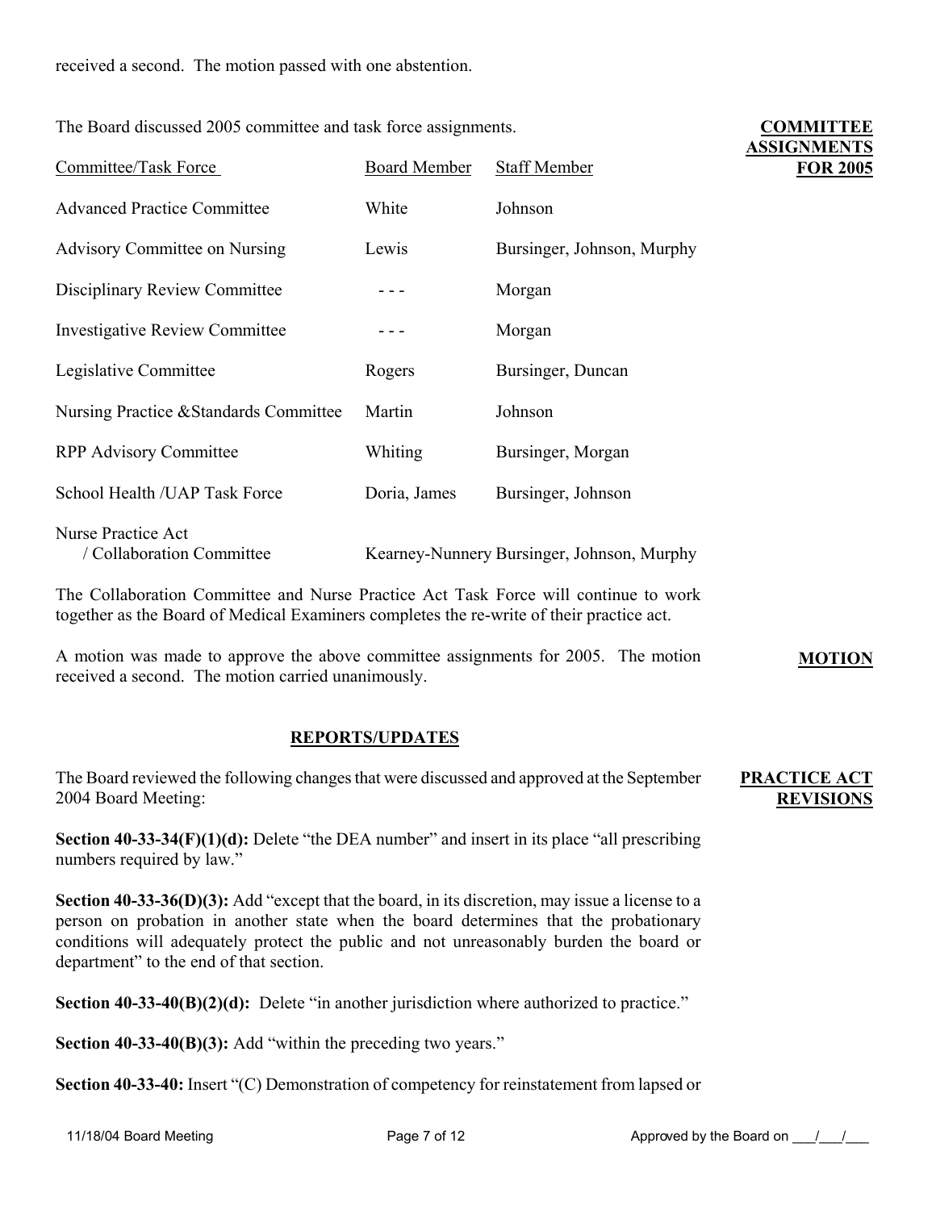received a second. The motion passed with one abstention.

**COMMITTEE ASSIGNMENTS FOR 2005**

The Board discussed 2005 committee and task force assignments.

| Committee/Task Force | Board Member | Staff Member |
|---|---|---|
| Advanced Practice Committee | White | Johnson |
| Advisory Committee on Nursing | Lewis | Bursinger, Johnson, Murphy |
| Disciplinary Review Committee | - - - | Morgan |
| Investigative Review Committee | - - - | Morgan |
| Legislative Committee | Rogers | Bursinger, Duncan |
| Nursing Practice &Standards Committee | Martin | Johnson |
| RPP Advisory Committee | Whiting | Bursinger, Morgan |
| School Health /UAP Task Force | Doria, James | Bursinger, Johnson |
| Nurse Practice Act / Collaboration Committee | Kearney-Nunnery | Bursinger, Johnson, Murphy |

The Collaboration Committee and Nurse Practice Act Task Force will continue to work together as the Board of Medical Examiners completes the re-write of their practice act.

**MOTION**

A motion was made to approve the above committee assignments for 2005. The motion received a second. The motion carried unanimously.

## REPORTS/UPDATES

**PRACTICE ACT REVISIONS**

The Board reviewed the following changes that were discussed and approved at the September 2004 Board Meeting:

**Section 40-33-34(F)(1)(d):** Delete "the DEA number" and insert in its place "all prescribing numbers required by law."

**Section 40-33-36(D)(3):** Add "except that the board, in its discretion, may issue a license to a person on probation in another state when the board determines that the probationary conditions will adequately protect the public and not unreasonably burden the board or department" to the end of that section.

**Section 40-33-40(B)(2)(d):** Delete "in another jurisdiction where authorized to practice."

**Section 40-33-40(B)(3):** Add "within the preceding two years."

**Section 40-33-40:** Insert "(C) Demonstration of competency for reinstatement from lapsed or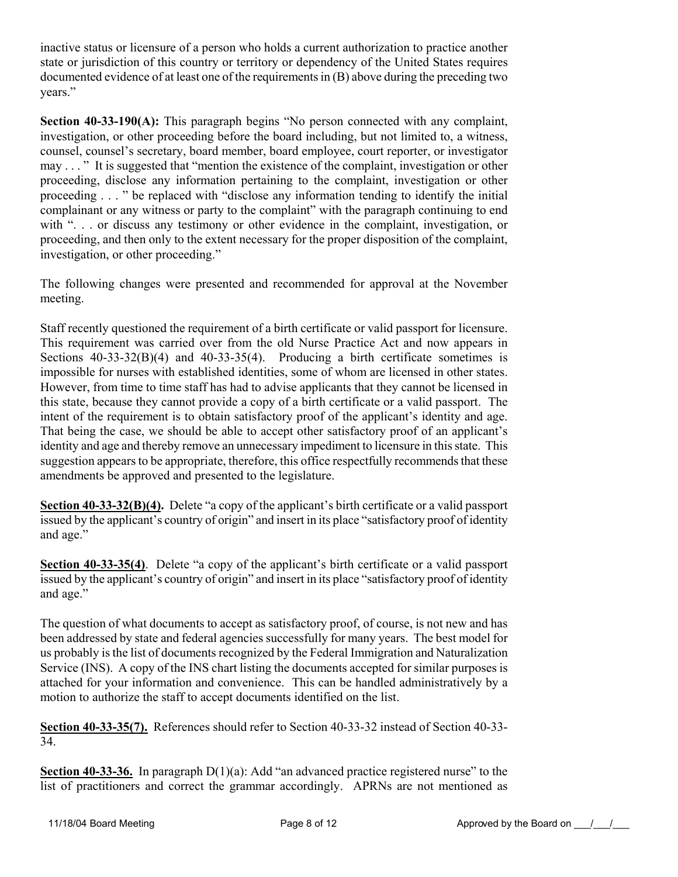inactive status or licensure of a person who holds a current authorization to practice another state or jurisdiction of this country or territory or dependency of the United States requires documented evidence of at least one of the requirements in (B) above during the preceding two years."

**Section 40-33-190(A):** This paragraph begins "No person connected with any complaint, investigation, or other proceeding before the board including, but not limited to, a witness, counsel, counsel's secretary, board member, board employee, court reporter, or investigator may . . . " It is suggested that "mention the existence of the complaint, investigation or other proceeding, disclose any information pertaining to the complaint, investigation or other proceeding . . . " be replaced with "disclose any information tending to identify the initial complainant or any witness or party to the complaint" with the paragraph continuing to end with ". . . or discuss any testimony or other evidence in the complaint, investigation, or proceeding, and then only to the extent necessary for the proper disposition of the complaint, investigation, or other proceeding."

The following changes were presented and recommended for approval at the November meeting.

Staff recently questioned the requirement of a birth certificate or valid passport for licensure. This requirement was carried over from the old Nurse Practice Act and now appears in Sections 40-33-32(B)(4) and 40-33-35(4). Producing a birth certificate sometimes is impossible for nurses with established identities, some of whom are licensed in other states. However, from time to time staff has had to advise applicants that they cannot be licensed in this state, because they cannot provide a copy of a birth certificate or a valid passport. The intent of the requirement is to obtain satisfactory proof of the applicant's identity and age. That being the case, we should be able to accept other satisfactory proof of an applicant's identity and age and thereby remove an unnecessary impediment to licensure in this state. This suggestion appears to be appropriate, therefore, this office respectfully recommends that these amendments be approved and presented to the legislature.

**Section 40-33-32(B)(4).** Delete "a copy of the applicant's birth certificate or a valid passport issued by the applicant's country of origin" and insert in its place "satisfactory proof of identity and age."

**Section 40-33-35(4)**. Delete "a copy of the applicant's birth certificate or a valid passport issued by the applicant's country of origin" and insert in its place "satisfactory proof of identity and age."

The question of what documents to accept as satisfactory proof, of course, is not new and has been addressed by state and federal agencies successfully for many years. The best model for us probably is the list of documents recognized by the Federal Immigration and Naturalization Service (INS). A copy of the INS chart listing the documents accepted for similar purposes is attached for your information and convenience. This can be handled administratively by a motion to authorize the staff to accept documents identified on the list.

**Section 40-33-35(7).** References should refer to Section 40-33-32 instead of Section 40-33-34.

**Section 40-33-36.** In paragraph D(1)(a): Add "an advanced practice registered nurse" to the list of practitioners and correct the grammar accordingly. APRNs are not mentioned as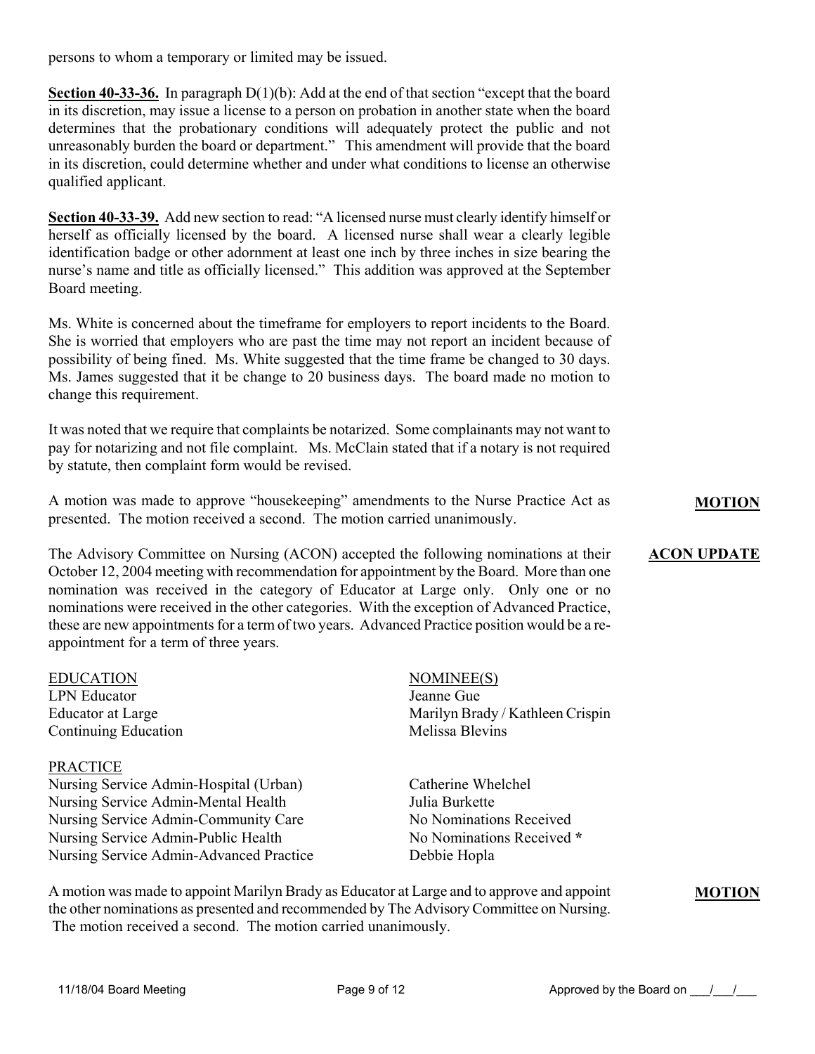persons to whom a temporary or limited may be issued.

**Section 40-33-36.** In paragraph D(1)(b): Add at the end of that section "except that the board in its discretion, may issue a license to a person on probation in another state when the board determines that the probationary conditions will adequately protect the public and not unreasonably burden the board or department." This amendment will provide that the board in its discretion, could determine whether and under what conditions to license an otherwise qualified applicant.

**Section 40-33-39.** Add new section to read: "A licensed nurse must clearly identify himself or herself as officially licensed by the board. A licensed nurse shall wear a clearly legible identification badge or other adornment at least one inch by three inches in size bearing the nurse's name and title as officially licensed." This addition was approved at the September Board meeting.

Ms. White is concerned about the timeframe for employers to report incidents to the Board. She is worried that employers who are past the time may not report an incident because of possibility of being fined. Ms. White suggested that the time frame be changed to 30 days. Ms. James suggested that it be change to 20 business days. The board made no motion to change this requirement.

It was noted that we require that complaints be notarized. Some complainants may not want to pay for notarizing and not file complaint. Ms. McClain stated that if a notary is not required by statute, then complaint form would be revised.

**MOTION**

A motion was made to approve "housekeeping" amendments to the Nurse Practice Act as presented. The motion received a second. The motion carried unanimously.

**ACON UPDATE**

The Advisory Committee on Nursing (ACON) accepted the following nominations at their October 12, 2004 meeting with recommendation for appointment by the Board. More than one nomination was received in the category of Educator at Large only. Only one or no nominations were received in the other categories. With the exception of Advanced Practice, these are new appointments for a term of two years. Advanced Practice position would be a re-appointment for a term of three years.

| EDUCATION | NOMINEE(S) |
|---|---|
| LPN Educator | Jeanne Gue |
| Educator at Large | Marilyn Brady / Kathleen Crispin |
| Continuing Education | Melissa Blevins |
| **PRACTICE** | |
| Nursing Service Admin-Hospital (Urban) | Catherine Whelchel |
| Nursing Service Admin-Mental Health | Julia Burkette |
| Nursing Service Admin-Community Care | No Nominations Received |
| Nursing Service Admin-Public Health | No Nominations Received * |
| Nursing Service Admin-Advanced Practice | Debbie Hopla |

**MOTION**

A motion was made to appoint Marilyn Brady as Educator at Large and to approve and appoint the other nominations as presented and recommended by The Advisory Committee on Nursing. The motion received a second. The motion carried unanimously.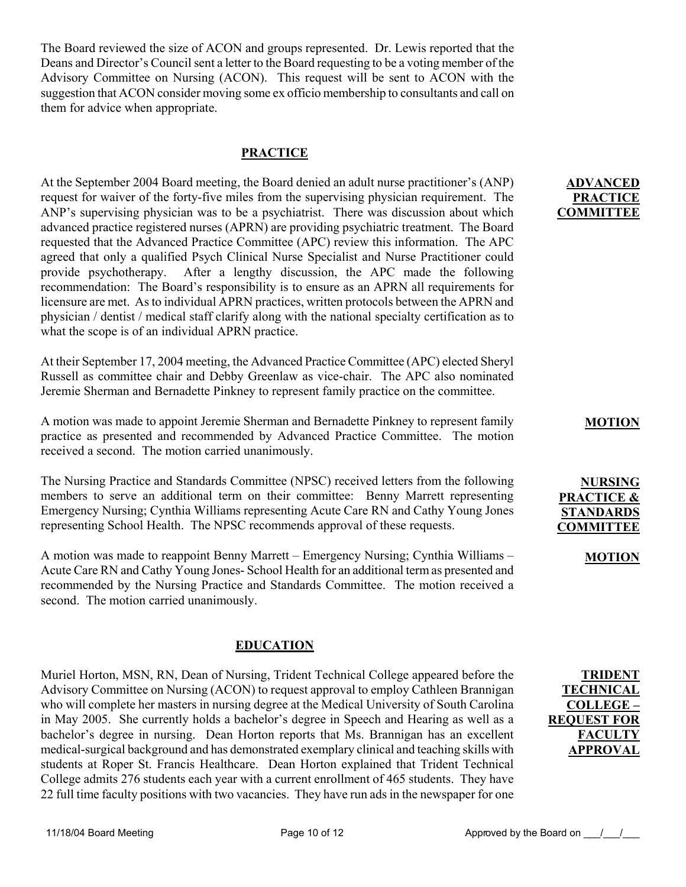The Board reviewed the size of ACON and groups represented. Dr. Lewis reported that the Deans and Director's Council sent a letter to the Board requesting to be a voting member of the Advisory Committee on Nursing (ACON). This request will be sent to ACON with the suggestion that ACON consider moving some ex officio membership to consultants and call on them for advice when appropriate.

## PRACTICE

**ADVANCED PRACTICE COMMITTEE**

At the September 2004 Board meeting, the Board denied an adult nurse practitioner's (ANP) request for waiver of the forty-five miles from the supervising physician requirement. The ANP's supervising physician was to be a psychiatrist. There was discussion about which advanced practice registered nurses (APRN) are providing psychiatric treatment. The Board requested that the Advanced Practice Committee (APC) review this information. The APC agreed that only a qualified Psych Clinical Nurse Specialist and Nurse Practitioner could provide psychotherapy. After a lengthy discussion, the APC made the following recommendation: The Board's responsibility is to ensure as an APRN all requirements for licensure are met. As to individual APRN practices, written protocols between the APRN and physician / dentist / medical staff clarify along with the national specialty certification as to what the scope is of an individual APRN practice.

At their September 17, 2004 meeting, the Advanced Practice Committee (APC) elected Sheryl Russell as committee chair and Debby Greenlaw as vice-chair. The APC also nominated Jeremie Sherman and Bernadette Pinkney to represent family practice on the committee.

**MOTION**

A motion was made to appoint Jeremie Sherman and Bernadette Pinkney to represent family practice as presented and recommended by Advanced Practice Committee. The motion received a second. The motion carried unanimously.

**NURSING PRACTICE & STANDARDS COMMITTEE**

The Nursing Practice and Standards Committee (NPSC) received letters from the following members to serve an additional term on their committee: Benny Marrett representing Emergency Nursing; Cynthia Williams representing Acute Care RN and Cathy Young Jones representing School Health. The NPSC recommends approval of these requests.

**MOTION**

A motion was made to reappoint Benny Marrett – Emergency Nursing; Cynthia Williams – Acute Care RN and Cathy Young Jones- School Health for an additional term as presented and recommended by the Nursing Practice and Standards Committee. The motion received a second. The motion carried unanimously.

## EDUCATION

**TRIDENT TECHNICAL COLLEGE – REQUEST FOR FACULTY APPROVAL**

Muriel Horton, MSN, RN, Dean of Nursing, Trident Technical College appeared before the Advisory Committee on Nursing (ACON) to request approval to employ Cathleen Brannigan who will complete her masters in nursing degree at the Medical University of South Carolina in May 2005. She currently holds a bachelor's degree in Speech and Hearing as well as a bachelor's degree in nursing. Dean Horton reports that Ms. Brannigan has an excellent medical-surgical background and has demonstrated exemplary clinical and teaching skills with students at Roper St. Francis Healthcare. Dean Horton explained that Trident Technical College admits 276 students each year with a current enrollment of 465 students. They have 22 full time faculty positions with two vacancies. They have run ads in the newspaper for one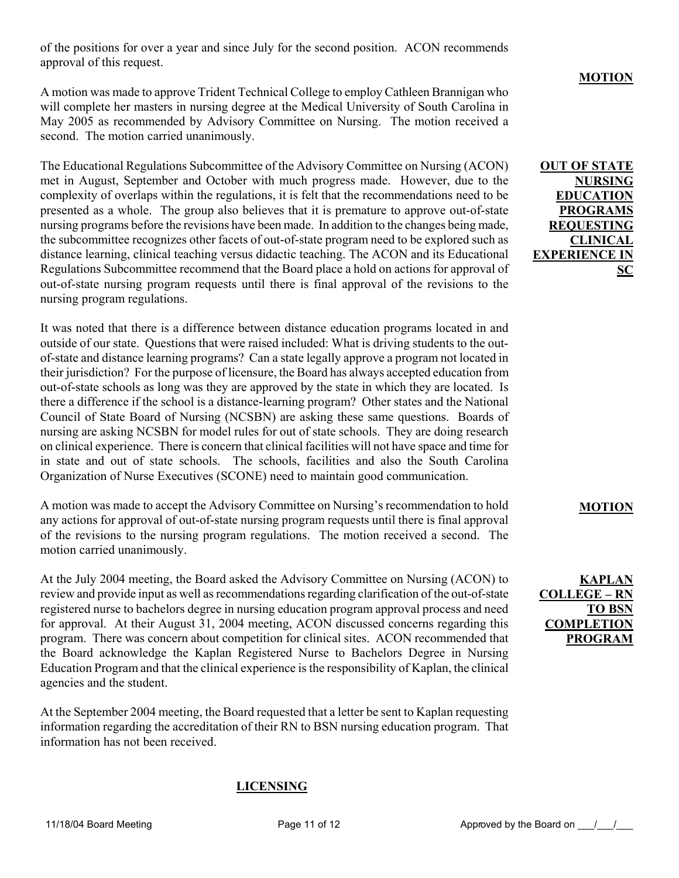of the positions for over a year and since July for the second position. ACON recommends approval of this request.

**MOTION**

A motion was made to approve Trident Technical College to employ Cathleen Brannigan who will complete her masters in nursing degree at the Medical University of South Carolina in May 2005 as recommended by Advisory Committee on Nursing. The motion received a second. The motion carried unanimously.

**OUT OF STATE NURSING EDUCATION PROGRAMS REQUESTING CLINICAL EXPERIENCE IN SC**

The Educational Regulations Subcommittee of the Advisory Committee on Nursing (ACON) met in August, September and October with much progress made. However, due to the complexity of overlaps within the regulations, it is felt that the recommendations need to be presented as a whole. The group also believes that it is premature to approve out-of-state nursing programs before the revisions have been made. In addition to the changes being made, the subcommittee recognizes other facets of out-of-state program need to be explored such as distance learning, clinical teaching versus didactic teaching. The ACON and its Educational Regulations Subcommittee recommend that the Board place a hold on actions for approval of out-of-state nursing program requests until there is final approval of the revisions to the nursing program regulations.

It was noted that there is a difference between distance education programs located in and outside of our state. Questions that were raised included: What is driving students to the out-of-state and distance learning programs? Can a state legally approve a program not located in their jurisdiction? For the purpose of licensure, the Board has always accepted education from out-of-state schools as long was they are approved by the state in which they are located. Is there a difference if the school is a distance-learning program? Other states and the National Council of State Board of Nursing (NCSBN) are asking these same questions. Boards of nursing are asking NCSBN for model rules for out of state schools. They are doing research on clinical experience. There is concern that clinical facilities will not have space and time for in state and out of state schools. The schools, facilities and also the South Carolina Organization of Nurse Executives (SCONE) need to maintain good communication.

**MOTION**

A motion was made to accept the Advisory Committee on Nursing's recommendation to hold any actions for approval of out-of-state nursing program requests until there is final approval of the revisions to the nursing program regulations. The motion received a second. The motion carried unanimously.

**KAPLAN COLLEGE – RN TO BSN COMPLETION PROGRAM**

At the July 2004 meeting, the Board asked the Advisory Committee on Nursing (ACON) to review and provide input as well as recommendations regarding clarification of the out-of-state registered nurse to bachelors degree in nursing education program approval process and need for approval. At their August 31, 2004 meeting, ACON discussed concerns regarding this program. There was concern about competition for clinical sites. ACON recommended that the Board acknowledge the Kaplan Registered Nurse to Bachelors Degree in Nursing Education Program and that the clinical experience is the responsibility of Kaplan, the clinical agencies and the student.

At the September 2004 meeting, the Board requested that a letter be sent to Kaplan requesting information regarding the accreditation of their RN to BSN nursing education program. That information has not been received.

## LICENSING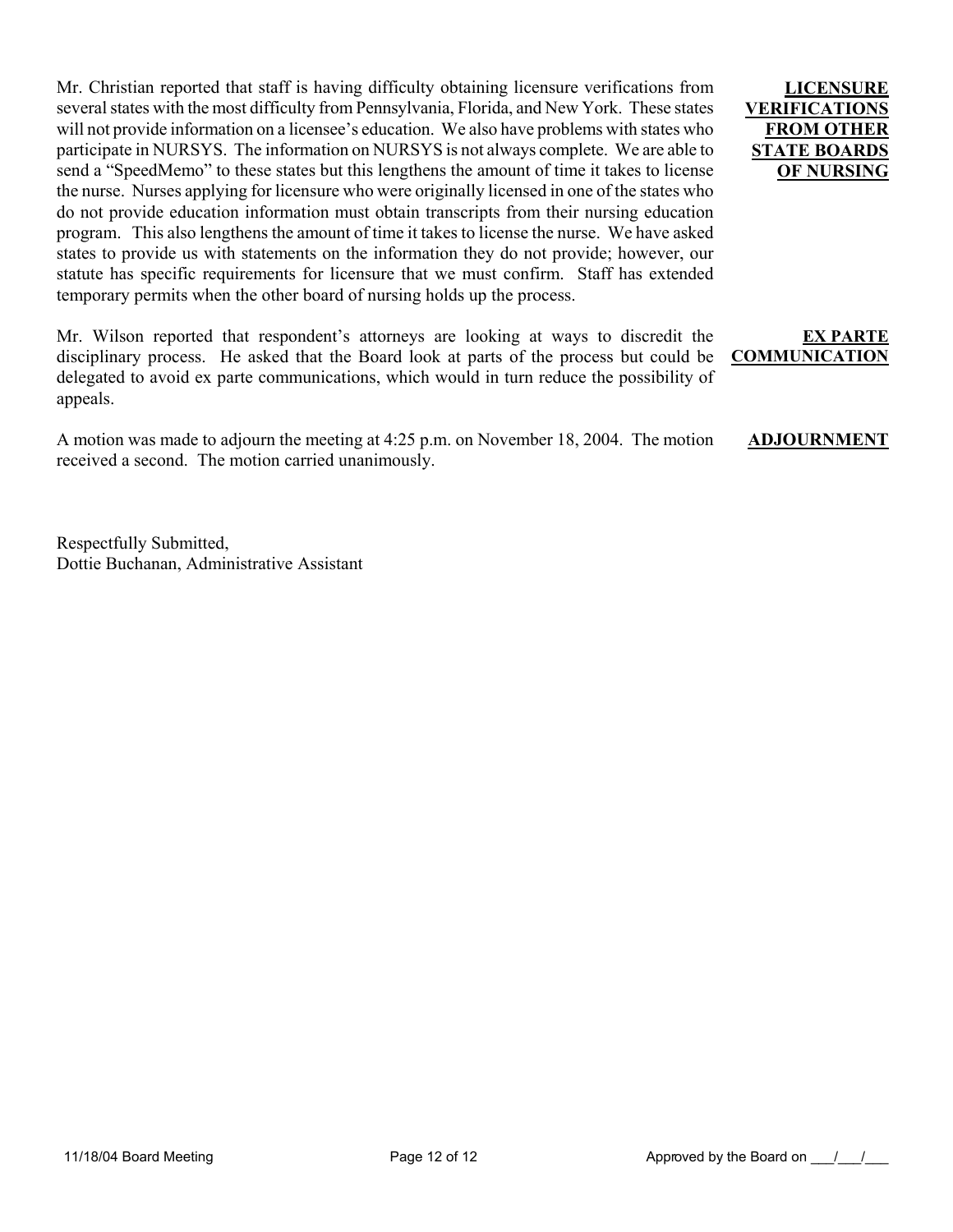**LICENSURE VERIFICATIONS FROM OTHER STATE BOARDS OF NURSING**

Mr. Christian reported that staff is having difficulty obtaining licensure verifications from several states with the most difficulty from Pennsylvania, Florida, and New York. These states will not provide information on a licensee's education. We also have problems with states who participate in NURSYS. The information on NURSYS is not always complete. We are able to send a "SpeedMemo" to these states but this lengthens the amount of time it takes to license the nurse. Nurses applying for licensure who were originally licensed in one of the states who do not provide education information must obtain transcripts from their nursing education program. This also lengthens the amount of time it takes to license the nurse. We have asked states to provide us with statements on the information they do not provide; however, our statute has specific requirements for licensure that we must confirm. Staff has extended temporary permits when the other board of nursing holds up the process.

**EX PARTE COMMUNICATION**

Mr. Wilson reported that respondent's attorneys are looking at ways to discredit the disciplinary process. He asked that the Board look at parts of the process but could be delegated to avoid ex parte communications, which would in turn reduce the possibility of appeals.

**ADJOURNMENT**

A motion was made to adjourn the meeting at 4:25 p.m. on November 18, 2004. The motion received a second. The motion carried unanimously.

Respectfully Submitted,
Dottie Buchanan, Administrative Assistant